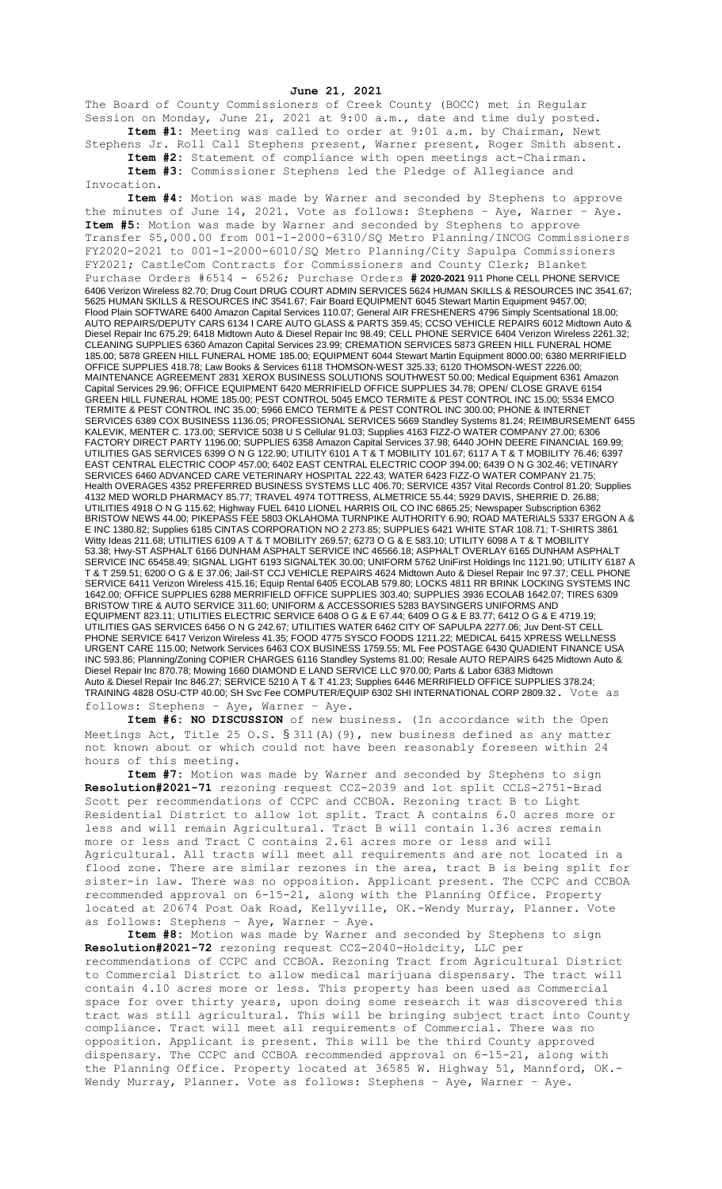**June 21, 2021**

The Board of County Commissioners of Creek County (BOCC) met in Regular Session on Monday, June 21, 2021 at 9:00 a.m., date and time duly posted.

**Item #1:** Meeting was called to order at 9:01 a.m. by Chairman, Newt Stephens Jr. Roll Call Stephens present, Warner present, Roger Smith absent.

**Item #2:** Statement of compliance with open meetings act-Chairman.

**Item #3:** Commissioner Stephens led the Pledge of Allegiance and Invocation.

**Item #4:** Motion was made by Warner and seconded by Stephens to approve the minutes of June 14, 2021. Vote as follows: Stephens – Aye, Warner – Aye.

**Item #5:** Motion was made by Warner and seconded by Stephens to approve Transfer $5,000.00 from 001-1-2000-6310/SQ Metro Planning/INCOG Commissioners FY2020-2021 to 001-1-2000-6010/SQ Metro Planning/City Sapulpa Commissioners FY2021; CastleCom Contracts for Commissioners and County Clerk; Blanket Purchase Orders #6514 - 6526; Purchase Orders **# 2020-2021** 911 Phone CELL PHONE SERVICE 6406 Verizon Wireless 82.70; Drug Court DRUG COURT ADMIN SERVICES 5624 HUMAN SKILLS & RESOURCES INC 3541.67; 5625 HUMAN SKILLS & RESOURCES INC 3541.67; Fair Board EQUIPMENT 6045 Stewart Martin Equipment 9457.00; Flood Plain SOFTWARE 6400 Amazon Capital Services 110.07; General AIR FRESHENERS 4796 Simply Scentsational 18.00; AUTO REPAIRS/DEPUTY CARS 6134 I CARE AUTO GLASS & PARTS 359.45; CCSO VEHICLE REPAIRS 6012 Midtown Auto & Diesel Repair Inc 675.29; 6418 Midtown Auto & Diesel Repair Inc 98.49; CELL PHONE SERVICE 6404 Verizon Wireless 2261.32; CLEANING SUPPLIES 6360 Amazon Capital Services 23.99; CREMATION SERVICES 5873 GREEN HILL FUNERAL HOME 185.00; 5878 GREEN HILL FUNERAL HOME 185.00; EQUIPMENT 6044 Stewart Martin Equipment 8000.00; 6380 MERRIFIELD OFFICE SUPPLIES 418.78; Law Books & Services 6118 THOMSON-WEST 325.33; 6120 THOMSON-WEST 2226.00; MAINTENANCE AGREEMENT 2831 XEROX BUSINESS SOLUTIONS SOUTHWEST 50.00; Medical Equipment 6361 Amazon Capital Services 29.96; OFFICE EQUIPMENT 6420 MERRIFIELD OFFICE SUPPLIES 34.78; OPEN/ CLOSE GRAVE 6154 GREEN HILL FUNERAL HOME 185.00; PEST CONTROL 5045 EMCO TERMITE & PEST CONTROL INC 15.00; 5534 EMCO TERMITE & PEST CONTROL INC 35.00; 5966 EMCO TERMITE & PEST CONTROL INC 300.00; PHONE & INTERNET SERVICES 6389 COX BUSINESS 1136.05; PROFESSIONAL SERVICES 5669 Standley Systems 81.24; REIMBURSEMENT 6455 KALEVIK, MENTER C. 173.00; SERVICE 5038 U S Cellular 91.03; Supplies 4163 FIZZ-O WATER COMPANY 27.00; 6306 FACTORY DIRECT PARTY 1196.00; SUPPLIES 6358 Amazon Capital Services 37.98; 6440 JOHN DEERE FINANCIAL 169.99; UTILITIES GAS SERVICES 6399 O N G 122.90; UTILITY 6101 A T & T MOBILITY 101.67; 6117 A T & T MOBILITY 76.46; 6397 EAST CENTRAL ELECTRIC COOP 457.00; 6402 EAST CENTRAL ELECTRIC COOP 394.00; 6439 O N G 302.46; VETINARY SERVICES 6460 ADVANCED CARE VETERINARY HOSPITAL 222.43; WATER 6423 FIZZ-O WATER COMPANY 21.75; Health OVERAGES 4352 PREFERRED BUSINESS SYSTEMS LLC 406.70; SERVICE 4357 Vital Records Control 81.20; Supplies 4132 MED WORLD PHARMACY 85.77; TRAVEL 4974 TOTTRESS, ALMETRICE 55.44; 5929 DAVIS, SHERRIE D. 26.88; UTILITIES 4918 O N G 115.62; Highway FUEL 6410 LIONEL HARRIS OIL CO INC 6865.25; Newspaper Subscription 6362 BRISTOW NEWS 44.00; PIKEPASS FEE 5803 OKLAHOMA TURNPIKE AUTHORITY 6.90; ROAD MATERIALS 5337 ERGON A & E INC 1380.82; Supplies 6185 CINTAS CORPORATION NO 2 273.85; SUPPLIES 6421 WHITE STAR 108.71; T-SHIRTS 3861 Witty Ideas 211.68; UTILITIES 6109 A T & T MOBILITY 269.57; 6273 O G & E 583.10; UTILITY 6098 A T & T MOBILITY 53.38; Hwy-ST ASPHALT 6166 DUNHAM ASPHALT SERVICE INC 46566.18; ASPHALT OVERLAY 6165 DUNHAM ASPHALT SERVICE INC 65458.49; SIGNAL LIGHT 6193 SIGNALTEK 30.00; UNIFORM 5762 UniFirst Holdings Inc 1121.90; UTILITY 6187 A T & T 259.51; 6200 O G & E 37.06; Jail-ST CCJ VEHICLE REPAIRS 4624 Midtown Auto & Diesel Repair Inc 97.37; CELL PHONE SERVICE 6411 Verizon Wireless 415.16; Equip Rental 6405 ECOLAB 579.80; LOCKS 4811 RR BRINK LOCKING SYSTEMS INC 1642.00; OFFICE SUPPLIES 6288 MERRIFIELD OFFICE SUPPLIES 303.40; SUPPLIES 3936 ECOLAB 1642.07; TIRES 6309 BRISTOW TIRE & AUTO SERVICE 311.60; UNIFORM & ACCESSORIES 5283 BAYSINGERS UNIFORMS AND EQUIPMENT 823.11; UTILITIES ELECTRIC SERVICE 6408 O G & E 67.44; 6409 O G & E 83.77; 6412 O G & E 4719.19; UTILITIES GAS SERVICES 6456 O N G 242.67; UTILITIES WATER 6462 CITY OF SAPULPA 2277.06; Juv Dent-ST CELL PHONE SERVICE 6417 Verizon Wireless 41.35; FOOD 4775 SYSCO FOODS 1211.22; MEDICAL 6415 XPRESS WELLNESS URGENT CARE 115.00; Network Services 6463 COX BUSINESS 1759.55; ML Fee POSTAGE 6430 QUADIENT FINANCE USA INC 593.86; Planning/Zoning COPIER CHARGES 6116 Standley Systems 81.00; Resale AUTO REPAIRS 6425 Midtown Auto & Diesel Repair Inc 870.78; Mowing 1660 DIAMOND E LAND SERVICE LLC 970.00; Parts & Labor 6383 Midtown Auto & Diesel Repair Inc 846.27; SERVICE 5210 A T & T 41.23; Supplies 6446 MERRIFIELD OFFICE SUPPLIES 378.24; TRAINING 4828 OSU-CTP 40.00; SH Svc Fee COMPUTER/EQUIP 6302 SHI INTERNATIONAL CORP 2809.32. Vote as follows: Stephens – Aye, Warner – Aye.

**Item #6: NO DISCUSSION** of new business. (In accordance with the Open Meetings Act, Title 25 O.S. § 311(A)(9), new business defined as any matter not known about or which could not have been reasonably foreseen within 24 hours of this meeting.

**Item #7:** Motion was made by Warner and seconded by Stephens to sign **Resolution#2021-71** rezoning request CCZ-2039 and lot split CCLS-2751-Brad Scott per recommendations of CCPC and CCBOA. Rezoning tract B to Light Residential District to allow lot split. Tract A contains 6.0 acres more or less and will remain Agricultural. Tract B will contain 1.36 acres remain more or less and Tract C contains 2.61 acres more or less and will Agricultural. All tracts will meet all requirements and are not located in a flood zone. There are similar rezones in the area, tract B is being split for sister-in law. There was no opposition. Applicant present. The CCPC and CCBOA recommended approval on 6-15-21, along with the Planning Office. Property located at 20674 Post Oak Road, Kellyville, OK.-Wendy Murray, Planner. Vote as follows: Stephens – Aye, Warner – Aye.

**Item #8:** Motion was made by Warner and seconded by Stephens to sign **Resolution#2021-72** rezoning request CCZ-2040-Holdcity, LLC per recommendations of CCPC and CCBOA. Rezoning Tract from Agricultural District to Commercial District to allow medical marijuana dispensary. The tract will contain 4.10 acres more or less. This property has been used as Commercial space for over thirty years, upon doing some research it was discovered this tract was still agricultural. This will be bringing subject tract into County compliance. Tract will meet all requirements of Commercial. There was no opposition. Applicant is present. This will be the third County approved dispensary. The CCPC and CCBOA recommended approval on 6-15-21, along with the Planning Office. Property located at 36585 W. Highway 51, Mannford, OK.-Wendy Murray, Planner. Vote as follows: Stephens – Aye, Warner – Aye.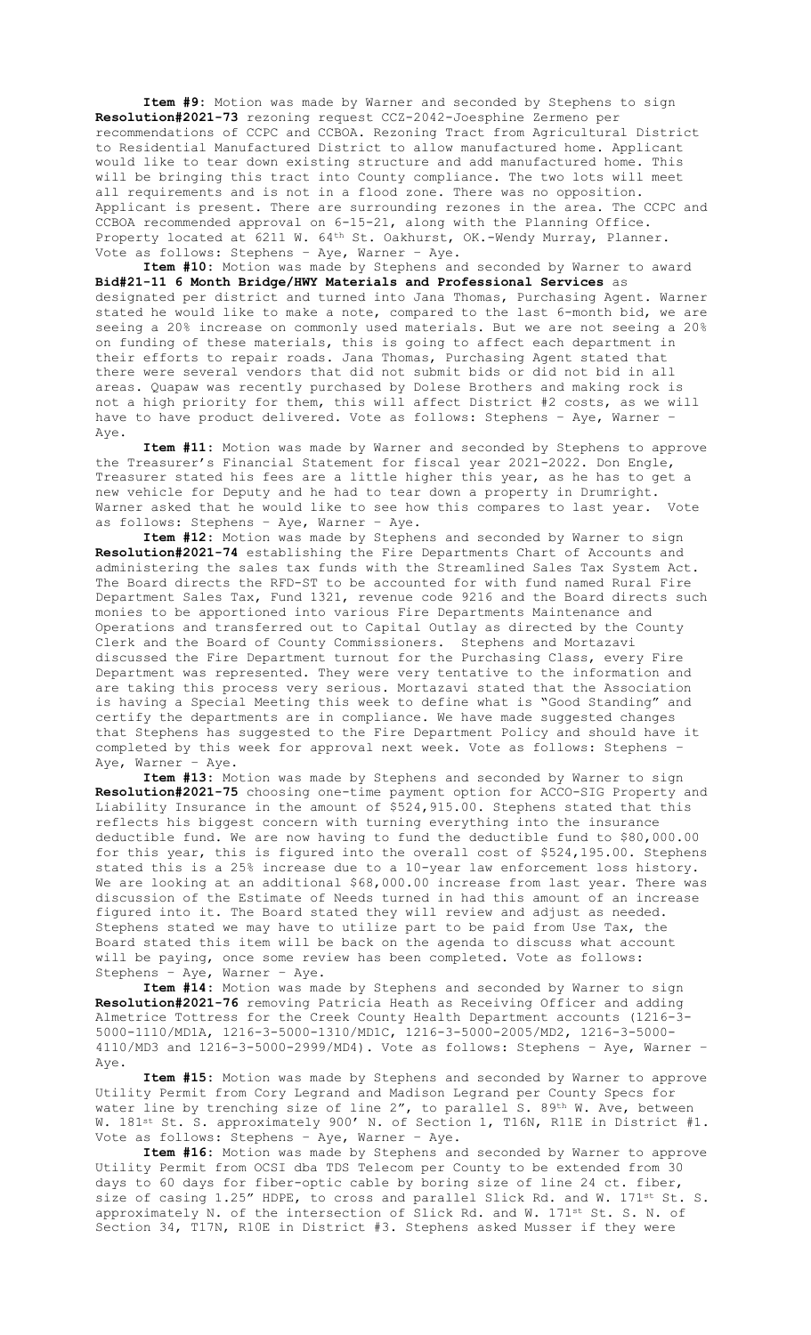**Item #9:** Motion was made by Warner and seconded by Stephens to sign **Resolution#2021-73** rezoning request CCZ-2042-Joesphine Zermeno per recommendations of CCPC and CCBOA. Rezoning Tract from Agricultural District to Residential Manufactured District to allow manufactured home. Applicant would like to tear down existing structure and add manufactured home. This will be bringing this tract into County compliance. The two lots will meet all requirements and is not in a flood zone. There was no opposition. Applicant is present. There are surrounding rezones in the area. The CCPC and CCBOA recommended approval on 6-15-21, along with the Planning Office. Property located at 6211 W. 64th St. Oakhurst, OK.-Wendy Murray, Planner. Vote as follows: Stephens – Aye, Warner – Aye.

**Item #10:** Motion was made by Stephens and seconded by Warner to award **Bid#21-11 6 Month Bridge/HWY Materials and Professional Services** as designated per district and turned into Jana Thomas, Purchasing Agent. Warner stated he would like to make a note, compared to the last 6-month bid, we are seeing a 20% increase on commonly used materials. But we are not seeing a 20% on funding of these materials, this is going to affect each department in their efforts to repair roads. Jana Thomas, Purchasing Agent stated that there were several vendors that did not submit bids or did not bid in all areas. Quapaw was recently purchased by Dolese Brothers and making rock is not a high priority for them, this will affect District #2 costs, as we will have to have product delivered. Vote as follows: Stephens – Aye, Warner – Aye.

**Item #11:** Motion was made by Warner and seconded by Stephens to approve the Treasurer's Financial Statement for fiscal year 2021-2022. Don Engle, Treasurer stated his fees are a little higher this year, as he has to get a new vehicle for Deputy and he had to tear down a property in Drumright. Warner asked that he would like to see how this compares to last year. Vote as follows: Stephens – Aye, Warner – Aye.

**Item #12:** Motion was made by Stephens and seconded by Warner to sign **Resolution#2021-74** establishing the Fire Departments Chart of Accounts and administering the sales tax funds with the Streamlined Sales Tax System Act. The Board directs the RFD-ST to be accounted for with fund named Rural Fire Department Sales Tax, Fund 1321, revenue code 9216 and the Board directs such monies to be apportioned into various Fire Departments Maintenance and Operations and transferred out to Capital Outlay as directed by the County Clerk and the Board of County Commissioners. Stephens and Mortazavi discussed the Fire Department turnout for the Purchasing Class, every Fire Department was represented. They were very tentative to the information and are taking this process very serious. Mortazavi stated that the Association is having a Special Meeting this week to define what is "Good Standing" and certify the departments are in compliance. We have made suggested changes that Stephens has suggested to the Fire Department Policy and should have it completed by this week for approval next week. Vote as follows: Stephens – Aye, Warner – Aye.

**Item #13:** Motion was made by Stephens and seconded by Warner to sign **Resolution#2021-75** choosing one-time payment option for ACCO-SIG Property and Liability Insurance in the amount of $524,915.00. Stephens stated that this reflects his biggest concern with turning everything into the insurance deductible fund. We are now having to fund the deductible fund to $80,000.00 for this year, this is figured into the overall cost of $524,195.00. Stephens stated this is a 25% increase due to a 10-year law enforcement loss history. We are looking at an additional $68,000.00 increase from last year. There was discussion of the Estimate of Needs turned in had this amount of an increase figured into it. The Board stated they will review and adjust as needed. Stephens stated we may have to utilize part to be paid from Use Tax, the Board stated this item will be back on the agenda to discuss what account will be paying, once some review has been completed. Vote as follows: Stephens – Aye, Warner – Aye.

**Item #14:** Motion was made by Stephens and seconded by Warner to sign **Resolution#2021-76** removing Patricia Heath as Receiving Officer and adding Almetrice Tottress for the Creek County Health Department accounts (1216-3-5000-1110/MD1A, 1216-3-5000-1310/MD1C, 1216-3-5000-2005/MD2, 1216-3-5000-4110/MD3 and 1216-3-5000-2999/MD4). Vote as follows: Stephens – Aye, Warner – Aye.

**Item #15:** Motion was made by Stephens and seconded by Warner to approve Utility Permit from Cory Legrand and Madison Legrand per County Specs for water line by trenching size of line 2", to parallel S. 89th W. Ave, between W. 181st St. S. approximately 900' N. of Section 1, T16N, R11E in District #1. Vote as follows: Stephens – Aye, Warner – Aye.

**Item #16:** Motion was made by Stephens and seconded by Warner to approve Utility Permit from OCSI dba TDS Telecom per County to be extended from 30 days to 60 days for fiber-optic cable by boring size of line 24 ct. fiber, size of casing 1.25" HDPE, to cross and parallel Slick Rd. and W. 171st St. S. approximately N. of the intersection of Slick Rd. and W. 171st St. S. N. of Section 34, T17N, R10E in District #3. Stephens asked Musser if they were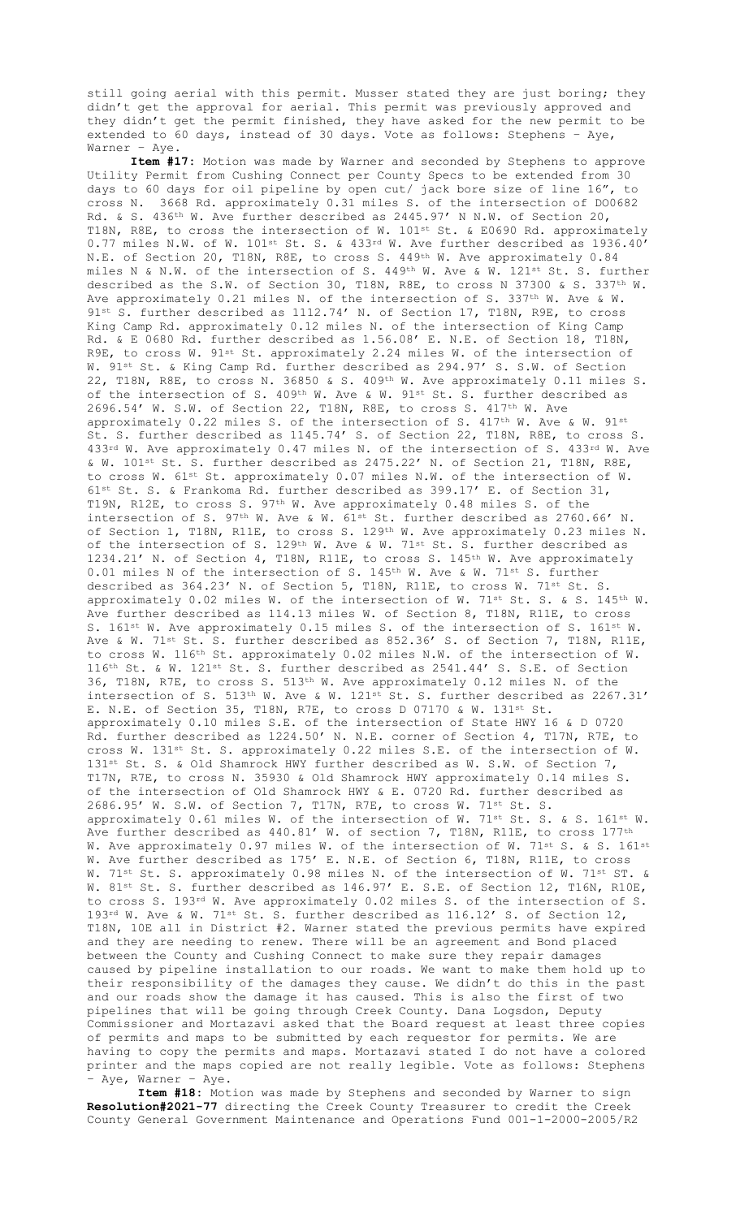still going aerial with this permit. Musser stated they are just boring; they didn't get the approval for aerial. This permit was previously approved and they didn't get the permit finished, they have asked for the new permit to be extended to 60 days, instead of 30 days. Vote as follows: Stephens – Aye, Warner – Aye.

**Item #17:** Motion was made by Warner and seconded by Stephens to approve Utility Permit from Cushing Connect per County Specs to be extended from 30 days to 60 days for oil pipeline by open cut/ jack bore size of line 16", to cross N. 3668 Rd. approximately 0.31 miles S. of the intersection of DO0682 Rd. & S. 436th W. Ave further described as 2445.97' N N.W. of Section 20, T18N, R8E, to cross the intersection of W. 101st St. & E0690 Rd. approximately 0.77 miles N.W. of W. 101st St. S. & 433rd W. Ave further described as 1936.40' N.E. of Section 20, T18N, R8E, to cross S. 449th W. Ave approximately 0.84 miles N & N.W. of the intersection of S. 449th W. Ave & W. 121st St. S. further described as the S.W. of Section 30, T18N, R8E, to cross N 37300 & S. 337th W. Ave approximately 0.21 miles N. of the intersection of S. 337th W. Ave & W. 91st S. further described as 1112.74' N. of Section 17, T18N, R9E, to cross King Camp Rd. approximately 0.12 miles N. of the intersection of King Camp Rd. & E 0680 Rd. further described as 1.56.08' E. N.E. of Section 18, T18N, R9E, to cross W. 91st St. approximately 2.24 miles W. of the intersection of W. 91st St. & King Camp Rd. further described as 294.97' S. S.W. of Section 22, T18N, R8E, to cross N. 36850 & S. 409th W. Ave approximately 0.11 miles S. of the intersection of S. 409th W. Ave & W. 91st St. S. further described as 2696.54' W. S.W. of Section 22, T18N, R8E, to cross S. 417th W. Ave approximately 0.22 miles S. of the intersection of S. 417th W. Ave & W. 91st St. S. further described as 1145.74' S. of Section 22, T18N, R8E, to cross S. 433rd W. Ave approximately 0.47 miles N. of the intersection of S. 433rd W. Ave & W. 101st St. S. further described as 2475.22' N. of Section 21, T18N, R8E, to cross W. 61st St. approximately 0.07 miles N.W. of the intersection of W. 61st St. S. & Frankoma Rd. further described as 399.17' E. of Section 31, T19N, R12E, to cross S. 97th W. Ave approximately 0.48 miles S. of the intersection of S. 97th W. Ave & W. 61st St. further described as 2760.66' N. of Section 1, T18N, R11E, to cross S. 129th W. Ave approximately 0.23 miles N. of the intersection of S. 129th W. Ave & W. 71st St. S. further described as 1234.21' N. of Section 4, T18N, R11E, to cross S. 145th W. Ave approximately 0.01 miles N of the intersection of S. 145th W. Ave & W. 71st S. further described as 364.23' N. of Section 5, T18N, R11E, to cross W. 71st St. S. approximately 0.02 miles W. of the intersection of W. 71st St. S. & S. 145th W. Ave further described as 114.13 miles W. of Section 8, T18N, R11E, to cross S. 161st W. Ave approximately 0.15 miles S. of the intersection of S. 161st W. Ave & W. 71st St. S. further described as 852.36' S. of Section 7, T18N, R11E, to cross W. 116th St. approximately 0.02 miles N.W. of the intersection of W. 116th St. & W. 121st St. S. further described as 2541.44' S. S.E. of Section 36, T18N, R7E, to cross S. 513th W. Ave approximately 0.12 miles N. of the intersection of S. 513th W. Ave & W. 121st St. S. further described as 2267.31' E. N.E. of Section 35, T18N, R7E, to cross D 07170 & W. 131st St. approximately 0.10 miles S.E. of the intersection of State HWY 16 & D 0720 Rd. further described as 1224.50' N. N.E. corner of Section 4, T17N, R7E, to cross W. 131st St. S. approximately 0.22 miles S.E. of the intersection of W. 131st St. S. & Old Shamrock HWY further described as W. S.W. of Section 7, T17N, R7E, to cross N. 35930 & Old Shamrock HWY approximately 0.14 miles S. of the intersection of Old Shamrock HWY & E. 0720 Rd. further described as 2686.95' W. S.W. of Section 7, T17N, R7E, to cross W. 71st St. S. approximately 0.61 miles W. of the intersection of W. 71st St. S. & S. 161st W. Ave further described as 440.81' W. of section 7, T18N, R11E, to cross 177th W. Ave approximately 0.97 miles W. of the intersection of W. 71st S. & S. 161st W. Ave further described as 175' E. N.E. of Section 6, T18N, R11E, to cross W. 71st St. S. approximately 0.98 miles N. of the intersection of W. 71st ST. & W. 81st St. S. further described as 146.97' E. S.E. of Section 12, T16N, R10E, to cross S. 193rd W. Ave approximately 0.02 miles S. of the intersection of S. 193rd W. Ave & W. 71st St. S. further described as 116.12' S. of Section 12, T18N, 10E all in District #2. Warner stated the previous permits have expired and they are needing to renew. There will be an agreement and Bond placed between the County and Cushing Connect to make sure they repair damages caused by pipeline installation to our roads. We want to make them hold up to their responsibility of the damages they cause. We didn't do this in the past and our roads show the damage it has caused. This is also the first of two pipelines that will be going through Creek County. Dana Logsdon, Deputy Commissioner and Mortazavi asked that the Board request at least three copies of permits and maps to be submitted by each requestor for permits. We are having to copy the permits and maps. Mortazavi stated I do not have a colored printer and the maps copied are not really legible. Vote as follows: Stephens – Aye, Warner – Aye.

**Item #18:** Motion was made by Stephens and seconded by Warner to sign **Resolution#2021-77** directing the Creek County Treasurer to credit the Creek County General Government Maintenance and Operations Fund 001-1-2000-2005/R2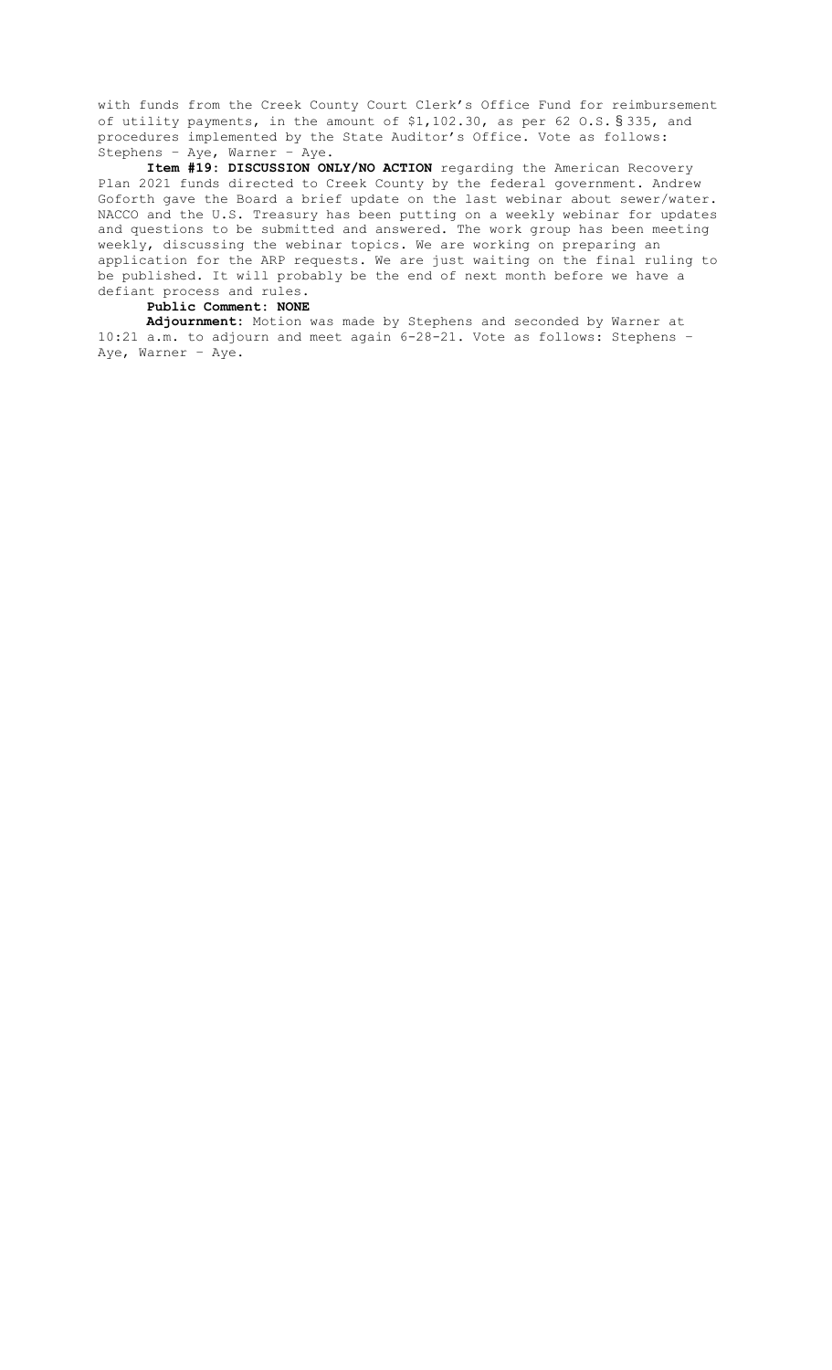with funds from the Creek County Court Clerk's Office Fund for reimbursement of utility payments, in the amount of $1,102.30, as per 62 O.S. § 335, and procedures implemented by the State Auditor's Office. Vote as follows: Stephens – Aye, Warner – Aye.

**Item #19: DISCUSSION ONLY/NO ACTION** regarding the American Recovery Plan 2021 funds directed to Creek County by the federal government. Andrew Goforth gave the Board a brief update on the last webinar about sewer/water. NACCO and the U.S. Treasury has been putting on a weekly webinar for updates and questions to be submitted and answered. The work group has been meeting weekly, discussing the webinar topics. We are working on preparing an application for the ARP requests. We are just waiting on the final ruling to be published. It will probably be the end of next month before we have a defiant process and rules.

**Public Comment: NONE**

**Adjournment:** Motion was made by Stephens and seconded by Warner at 10:21 a.m. to adjourn and meet again 6-28-21. Vote as follows: Stephens – Aye, Warner – Aye.